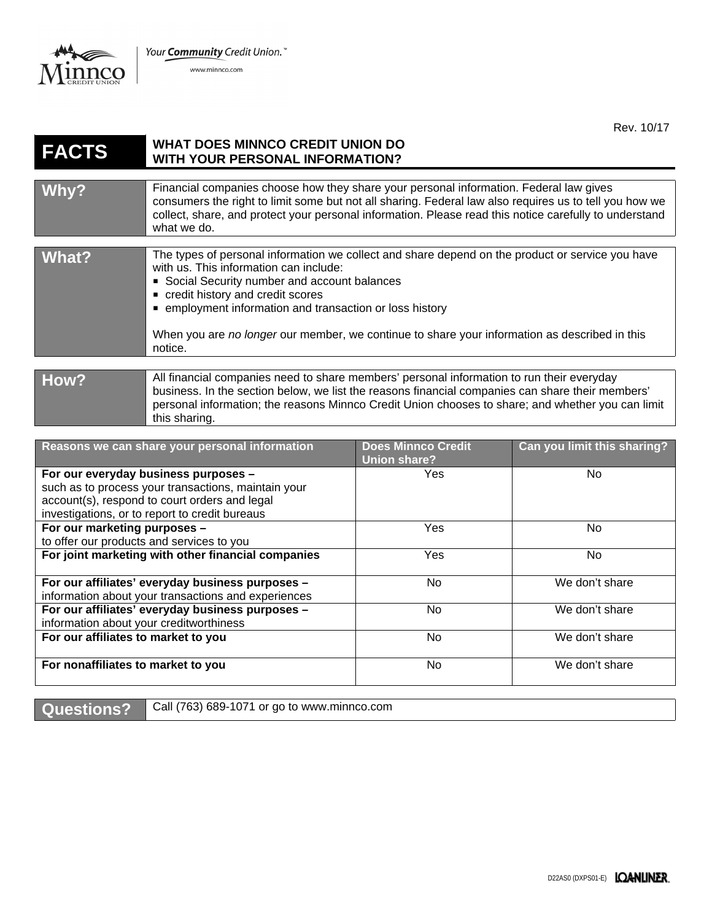Your **Community** Credit Union.™

www.minnco.com

Rev. 10/17

# FACTS — WHAT DOES MINNCO CREDIT UNION DO WITH YOUR PERSONAL INFORMATION?

| | |
|---|---|
| **Why?** | Financial companies choose how they share your personal information. Federal law gives consumers the right to limit some but not all sharing. Federal law also requires us to tell you how we collect, share, and protect your personal information. Please read this notice carefully to understand what we do. |
| **What?** | The types of personal information we collect and share depend on the product or service you have with us. This information can include:<br>▪ Social Security number and account balances<br>▪ credit history and credit scores<br>▪ employment information and transaction or loss history<br><br>When you are *no longer* our member, we continue to share your information as described in this notice. |
| **How?** | All financial companies need to share members' personal information to run their everyday business. In the section below, we list the reasons financial companies can share their members' personal information; the reasons Minnco Credit Union chooses to share; and whether you can limit this sharing. |

| Reasons we can share your personal information | Does Minnco Credit Union share? | Can you limit this sharing? |
|---|---|---|
| **For our everyday business purposes –** such as to process your transactions, maintain your account(s), respond to court orders and legal investigations, or to report to credit bureaus | Yes | No |
| **For our marketing purposes –** to offer our products and services to you | Yes | No |
| **For joint marketing with other financial companies** | Yes | No |
| **For our affiliates' everyday business purposes –** information about your transactions and experiences | No | We don't share |
| **For our affiliates' everyday business purposes –** information about your creditworthiness | No | We don't share |
| **For our affiliates to market to you** | No | We don't share |
| **For nonaffiliates to market to you** | No | We don't share |

| | |
|---|---|
| **Questions?** | Call (763) 689-1071 or go to www.minnco.com |

D22AS0 (DXPS01-E) LOANLINER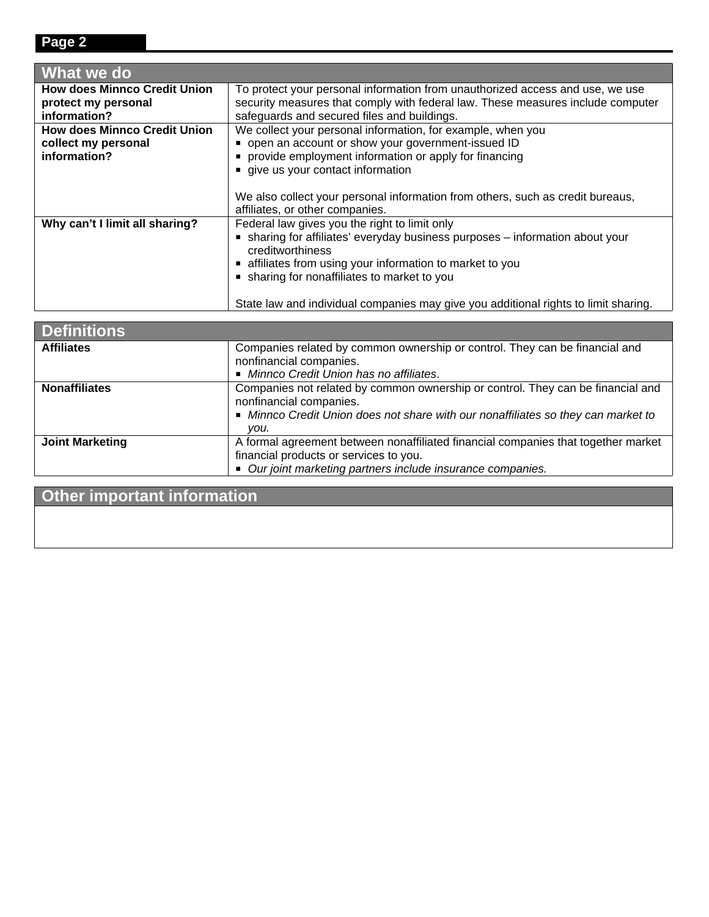| What we do | |
|---|---|
| **How does Minnco Credit Union protect my personal information?** | To protect your personal information from unauthorized access and use, we use security measures that comply with federal law. These measures include computer safeguards and secured files and buildings. |
| **How does Minnco Credit Union collect my personal information?** | We collect your personal information, for example, when you<br>▪ open an account or show your government-issued ID<br>▪ provide employment information or apply for financing<br>▪ give us your contact information<br><br>We also collect your personal information from others, such as credit bureaus, affiliates, or other companies. |
| **Why can't I limit all sharing?** | Federal law gives you the right to limit only<br>▪ sharing for affiliates' everyday business purposes – information about your creditworthiness<br>▪ affiliates from using your information to market to you<br>▪ sharing for nonaffiliates to market to you<br><br>State law and individual companies may give you additional rights to limit sharing. |

| Definitions | |
|---|---|
| **Affiliates** | Companies related by common ownership or control. They can be financial and nonfinancial companies.<br>▪ *Minnco Credit Union has no affiliates*. |
| **Nonaffiliates** | Companies not related by common ownership or control. They can be financial and nonfinancial companies.<br>▪ *Minnco Credit Union does not share with our nonaffiliates so they can market to you.* |
| **Joint Marketing** | A formal agreement between nonaffiliated financial companies that together market financial products or services to you.<br>▪ *Our joint marketing partners include insurance companies.* |

| Other important information |
|---|
| |